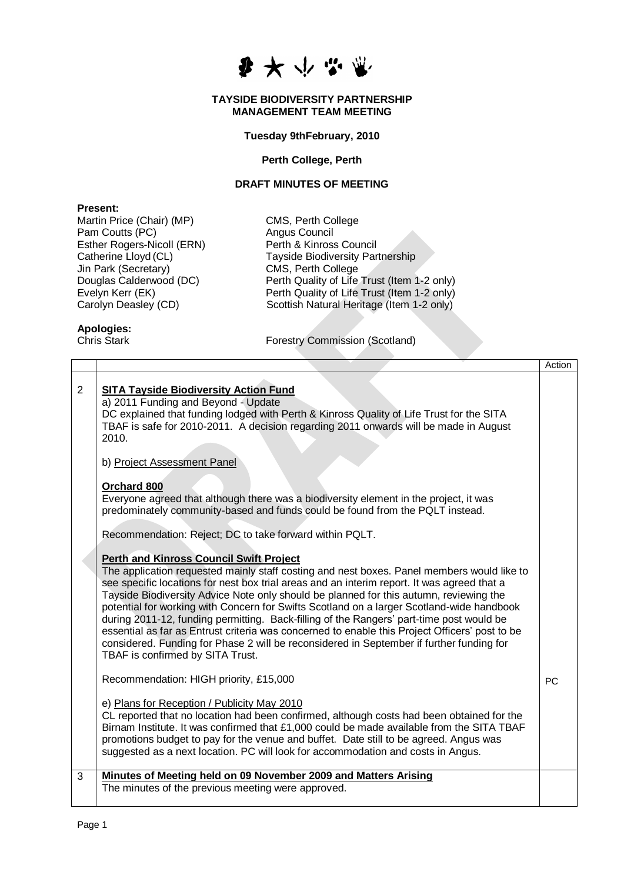**TAYSIDE BIODIVERSITY PARTNERSHIP**
**MANAGEMENT TEAM MEETING**

**Tuesday 9thFebruary, 2010**

**Perth College, Perth**

**DRAFT MINUTES OF MEETING**

**Present:**

| | |
|---|---|
| Martin Price (Chair) (MP) | CMS, Perth College |
| Pam Coutts (PC) | Angus Council |
| Esther Rogers-Nicoll (ERN) | Perth & Kinross Council |
| Catherine Lloyd (CL) | Tayside Biodiversity Partnership |
| Jin Park (Secretary) | CMS, Perth College |
| Douglas Calderwood (DC) | Perth Quality of Life Trust (Item 1-2 only) |
| Evelyn Kerr (EK) | Perth Quality of Life Trust (Item 1-2 only) |
| Carolyn Deasley (CD) | Scottish Natural Heritage (Item 1-2 only) |

**Apologies:**

| | |
|---|---|
| Chris Stark | Forestry Commission (Scotland) |

| | | Action |
|---|---|---|
| 2 | **SITA Tayside Biodiversity Action Fund**<br>a) 2011 Funding and Beyond - Update<br>DC explained that funding lodged with Perth & Kinross Quality of Life Trust for the SITA TBAF is safe for 2010-2011. A decision regarding 2011 onwards will be made in August 2010.<br><br>b) Project Assessment Panel<br><br>**Orchard 800**<br>Everyone agreed that although there was a biodiversity element in the project, it was predominately community-based and funds could be found from the PQLT instead.<br><br>Recommendation: Reject; DC to take forward within PQLT.<br><br>**Perth and Kinross Council Swift Project**<br>The application requested mainly staff costing and nest boxes. Panel members would like to see specific locations for nest box trial areas and an interim report. It was agreed that a Tayside Biodiversity Advice Note only should be planned for this autumn, reviewing the potential for working with Concern for Swifts Scotland on a larger Scotland-wide handbook during 2011-12, funding permitting. Back-filling of the Rangers' part-time post would be essential as far as Entrust criteria was concerned to enable this Project Officers' post to be considered. Funding for Phase 2 will be reconsidered in September if further funding for TBAF is confirmed by SITA Trust.<br><br>Recommendation: HIGH priority, £15,000<br><br>e) Plans for Reception / Publicity May 2010<br>CL reported that no location had been confirmed, although costs had been obtained for the Birnam Institute. It was confirmed that £1,000 could be made available from the SITA TBAF promotions budget to pay for the venue and buffet. Date still to be agreed. Angus was suggested as a next location. PC will look for accommodation and costs in Angus. | PC |
| 3 | **Minutes of Meeting held on 09 November 2009 and Matters Arising**<br>The minutes of the previous meeting were approved. | |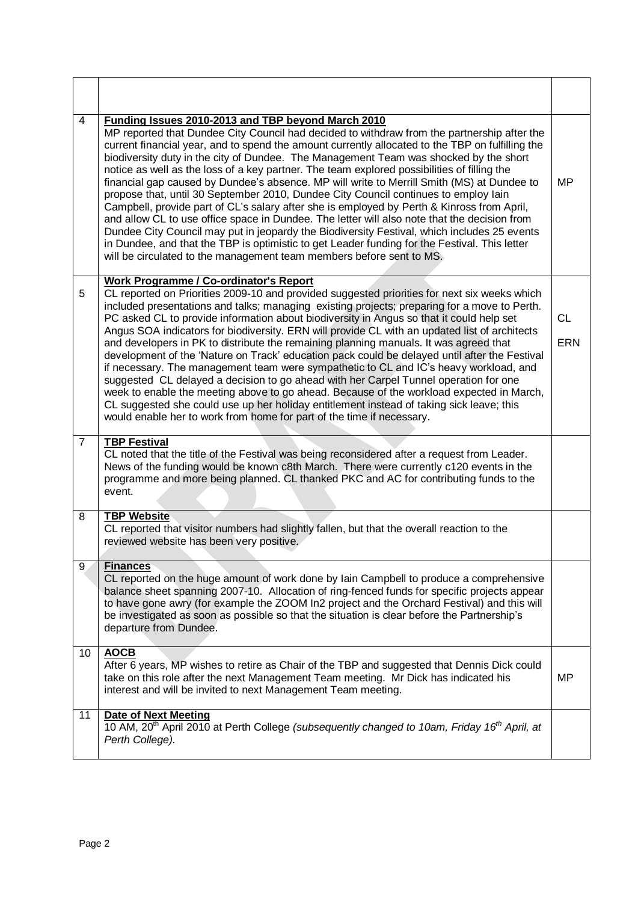| | | |
|---|---|---|
| | | |
| 4 | **Funding Issues 2010-2013 and TBP beyond March 2010** MP reported that Dundee City Council had decided to withdraw from the partnership after the current financial year, and to spend the amount currently allocated to the TBP on fulfilling the biodiversity duty in the city of Dundee. The Management Team was shocked by the short notice as well as the loss of a key partner. The team explored possibilities of filling the financial gap caused by Dundee's absence. MP will write to Merrill Smith (MS) at Dundee to propose that, until 30 September 2010, Dundee City Council continues to employ Iain Campbell, provide part of CL's salary after she is employed by Perth & Kinross from April, and allow CL to use office space in Dundee. The letter will also note that the decision from Dundee City Council may put in jeopardy the Biodiversity Festival, which includes 25 events in Dundee, and that the TBP is optimistic to get Leader funding for the Festival. This letter will be circulated to the management team members before sent to MS. | MP |
| 5 | **Work Programme / Co-ordinator's Report** CL reported on Priorities 2009-10 and provided suggested priorities for next six weeks which included presentations and talks; managing existing projects; preparing for a move to Perth. PC asked CL to provide information about biodiversity in Angus so that it could help set Angus SOA indicators for biodiversity. ERN will provide CL with an updated list of architects and developers in PK to distribute the remaining planning manuals. It was agreed that development of the 'Nature on Track' education pack could be delayed until after the Festival if necessary. The management team were sympathetic to CL and IC's heavy workload, and suggested CL delayed a decision to go ahead with her Carpel Tunnel operation for one week to enable the meeting above to go ahead. Because of the workload expected in March, CL suggested she could use up her holiday entitlement instead of taking sick leave; this would enable her to work from home for part of the time if necessary. | CL<br>ERN |
| 7 | **TBP Festival** CL noted that the title of the Festival was being reconsidered after a request from Leader. News of the funding would be known c8th March. There were currently c120 events in the programme and more being planned. CL thanked PKC and AC for contributing funds to the event. | |
| 8 | **TBP Website** CL reported that visitor numbers had slightly fallen, but that the overall reaction to the reviewed website has been very positive. | |
| 9 | **Finances** CL reported on the huge amount of work done by Iain Campbell to produce a comprehensive balance sheet spanning 2007-10. Allocation of ring-fenced funds for specific projects appear to have gone awry (for example the ZOOM In2 project and the Orchard Festival) and this will be investigated as soon as possible so that the situation is clear before the Partnership's departure from Dundee. | |
| 10 | **AOCB** After 6 years, MP wishes to retire as Chair of the TBP and suggested that Dennis Dick could take on this role after the next Management Team meeting. Mr Dick has indicated his interest and will be invited to next Management Team meeting. | MP |
| 11 | **Date of Next Meeting** 10 AM, 20th April 2010 at Perth College *(subsequently changed to 10am, Friday 16th April, at Perth College).* | |